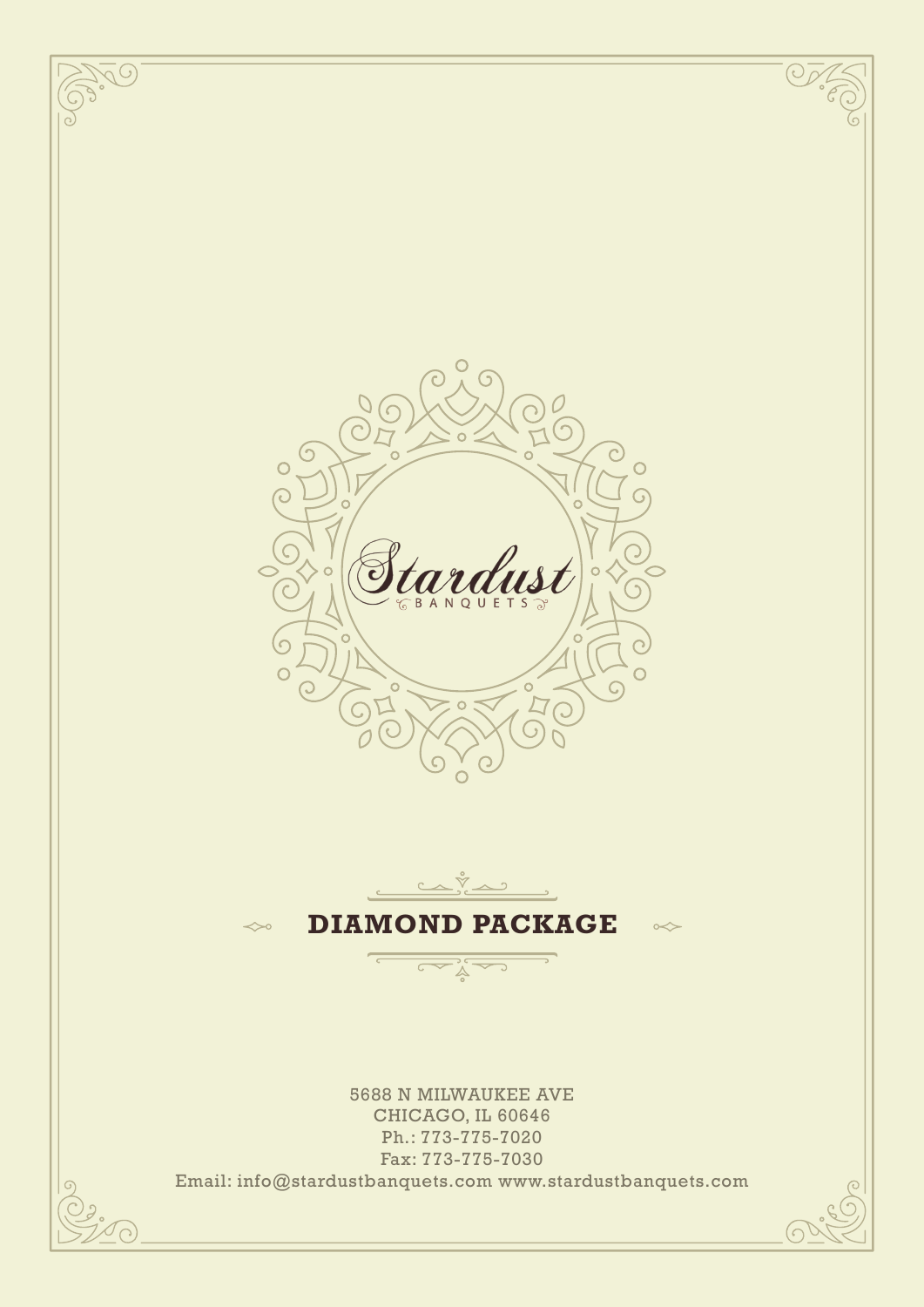Stardust

BANQUETS

# DIAMOND PACKAGE

5688 N MILWAUKEE AVE
CHICAGO, IL 60646
Ph.: 773-775-7020
Fax: 773-775-7030
Email: info@stardustbanquets.com www.stardustbanquets.com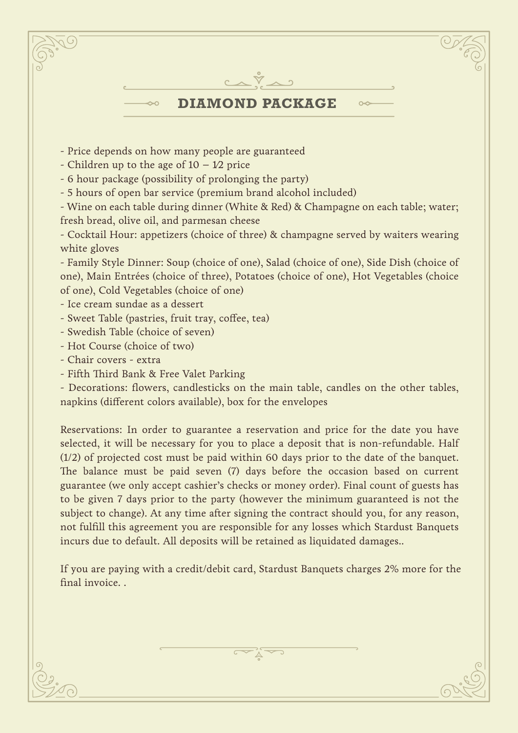## DIAMOND PACKAGE

- Price depends on how many people are guaranteed
- Children up to the age of 10 – 1⁄2 price
- 6 hour package (possibility of prolonging the party)
- 5 hours of open bar service (premium brand alcohol included)
- Wine on each table during dinner (White & Red) & Champagne on each table; water; fresh bread, olive oil, and parmesan cheese
- Cocktail Hour: appetizers (choice of three) & champagne served by waiters wearing white gloves
- Family Style Dinner: Soup (choice of one), Salad (choice of one), Side Dish (choice of one), Main Entrées (choice of three), Potatoes (choice of one), Hot Vegetables (choice of one), Cold Vegetables (choice of one)
- Ice cream sundae as a dessert
- Sweet Table (pastries, fruit tray, coffee, tea)
- Swedish Table (choice of seven)
- Hot Course (choice of two)
- Chair covers - extra
- Fifth Third Bank & Free Valet Parking
- Decorations: flowers, candlesticks on the main table, candles on the other tables, napkins (different colors available), box for the envelopes

Reservations: In order to guarantee a reservation and price for the date you have selected, it will be necessary for you to place a deposit that is non-refundable. Half (1/2) of projected cost must be paid within 60 days prior to the date of the banquet. The balance must be paid seven (7) days before the occasion based on current guarantee (we only accept cashier's checks or money order). Final count of guests has to be given 7 days prior to the party (however the minimum guaranteed is not the subject to change). At any time after signing the contract should you, for any reason, not fulfill this agreement you are responsible for any losses which Stardust Banquets incurs due to default. All deposits will be retained as liquidated damages..

If you are paying with a credit/debit card, Stardust Banquets charges 2% more for the final invoice. .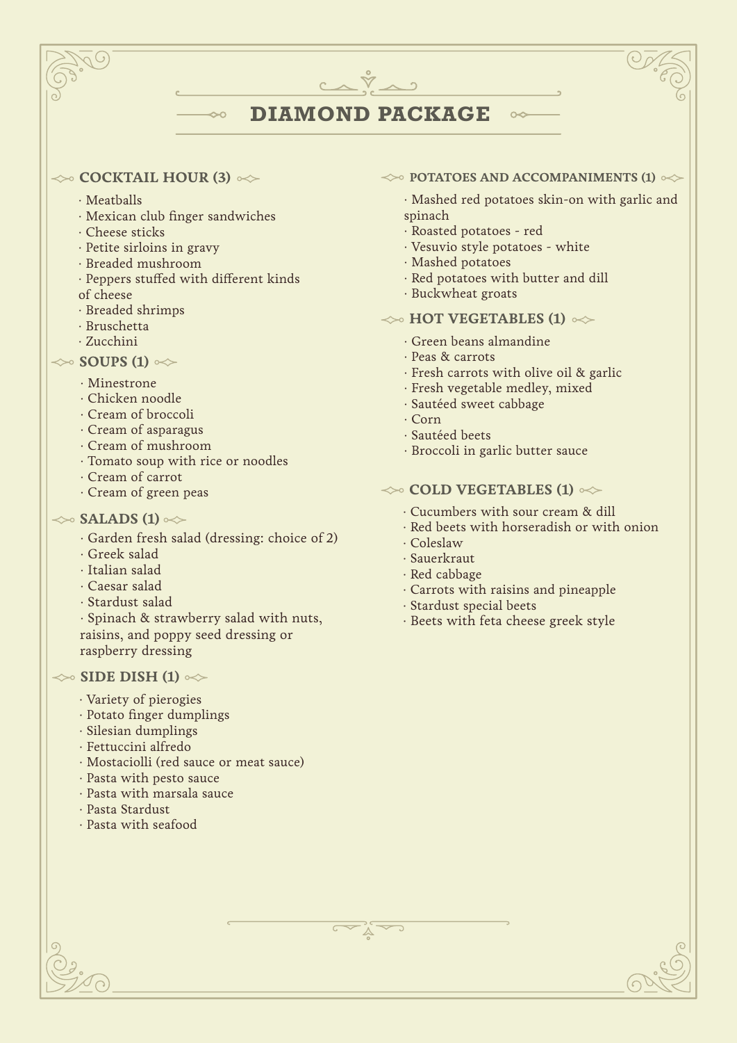# DIAMOND PACKAGE

## COCKTAIL HOUR (3)

- Meatballs
- Mexican club finger sandwiches
- Cheese sticks
- Petite sirloins in gravy
- Breaded mushroom
- Peppers stuffed with different kinds of cheese
- Breaded shrimps
- Bruschetta
- Zucchini

## SOUPS (1)

- Minestrone
- Chicken noodle
- Cream of broccoli
- Cream of asparagus
- Cream of mushroom
- Tomato soup with rice or noodles
- Cream of carrot
- Cream of green peas

## SALADS (1)

- Garden fresh salad (dressing: choice of 2)
- Greek salad
- Italian salad
- Caesar salad
- Stardust salad
- Spinach & strawberry salad with nuts, raisins, and poppy seed dressing or raspberry dressing

## SIDE DISH (1)

- Variety of pierogies
- Potato finger dumplings
- Silesian dumplings
- Fettuccini alfredo
- Mostaciolli (red sauce or meat sauce)
- Pasta with pesto sauce
- Pasta with marsala sauce
- Pasta Stardust
- Pasta with seafood

## POTATOES AND ACCOMPANIMENTS (1)

- Mashed red potatoes skin-on with garlic and spinach
- Roasted potatoes - red
- Vesuvio style potatoes - white
- Mashed potatoes
- Red potatoes with butter and dill
- Buckwheat groats

## HOT VEGETABLES (1)

- Green beans almandine
- Peas & carrots
- Fresh carrots with olive oil & garlic
- Fresh vegetable medley, mixed
- Sautéed sweet cabbage
- Corn
- Sautéed beets
- Broccoli in garlic butter sauce

## COLD VEGETABLES (1)

- Cucumbers with sour cream & dill
- Red beets with horseradish or with onion
- Coleslaw
- Sauerkraut
- Red cabbage
- Carrots with raisins and pineapple
- Stardust special beets
- Beets with feta cheese greek style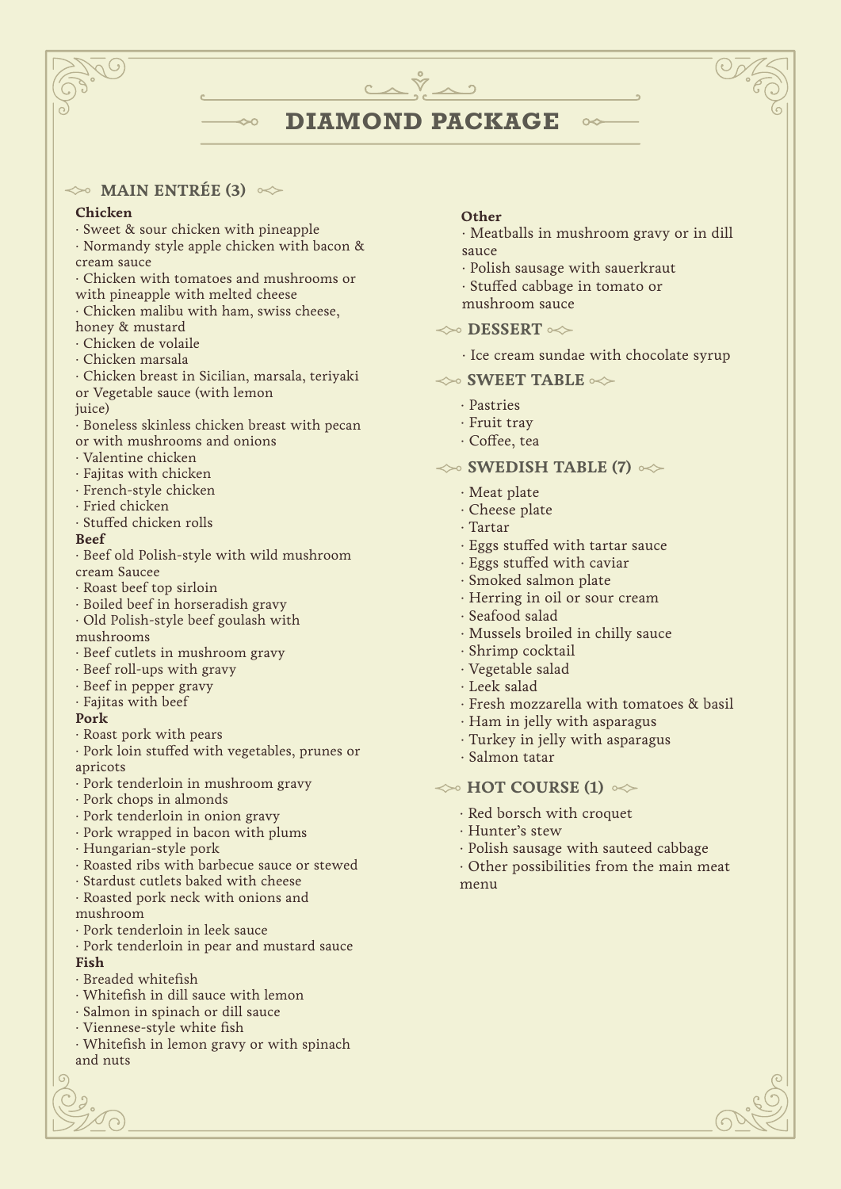# DIAMOND PACKAGE

## MAIN ENTRÉE (3)

**Chicken**

- Sweet & sour chicken with pineapple
- Normandy style apple chicken with bacon & cream sauce
- Chicken with tomatoes and mushrooms or with pineapple with melted cheese
- Chicken malibu with ham, swiss cheese, honey & mustard
- Chicken de volaile
- Chicken marsala
- Chicken breast in Sicilian, marsala, teriyaki or Vegetable sauce (with lemon juice)
- Boneless skinless chicken breast with pecan or with mushrooms and onions
- Valentine chicken
- Fajitas with chicken
- French-style chicken
- Fried chicken
- Stuffed chicken rolls

**Beef**

- Beef old Polish-style with wild mushroom cream Saucee
- Roast beef top sirloin
- Boiled beef in horseradish gravy
- Old Polish-style beef goulash with mushrooms
- Beef cutlets in mushroom gravy
- Beef roll-ups with gravy
- Beef in pepper gravy
- Fajitas with beef

**Pork**

- Roast pork with pears
- Pork loin stuffed with vegetables, prunes or apricots
- Pork tenderloin in mushroom gravy
- Pork chops in almonds
- Pork tenderloin in onion gravy
- Pork wrapped in bacon with plums
- Hungarian-style pork
- Roasted ribs with barbecue sauce or stewed
- Stardust cutlets baked with cheese
- Roasted pork neck with onions and mushroom
- Pork tenderloin in leek sauce
- Pork tenderloin in pear and mustard sauce

**Fish**

- Breaded whitefish
- Whitefish in dill sauce with lemon
- Salmon in spinach or dill sauce
- Viennese-style white fish
- Whitefish in lemon gravy or with spinach and nuts

**Other**

- Meatballs in mushroom gravy or in dill sauce
- Polish sausage with sauerkraut
- Stuffed cabbage in tomato or mushroom sauce

## DESSERT

- Ice cream sundae with chocolate syrup

## SWEET TABLE

- Pastries
- Fruit tray
- Coffee, tea

## SWEDISH TABLE (7)

- Meat plate
- Cheese plate
- Tartar
- Eggs stuffed with tartar sauce
- Eggs stuffed with caviar
- Smoked salmon plate
- Herring in oil or sour cream
- Seafood salad
- Mussels broiled in chilly sauce
- Shrimp cocktail
- Vegetable salad
- Leek salad
- Fresh mozzarella with tomatoes & basil
- Ham in jelly with asparagus
- Turkey in jelly with asparagus
- Salmon tatar

## HOT COURSE (1)

- Red borsch with croquet
- Hunter's stew
- Polish sausage with sauteed cabbage
- Other possibilities from the main meat menu